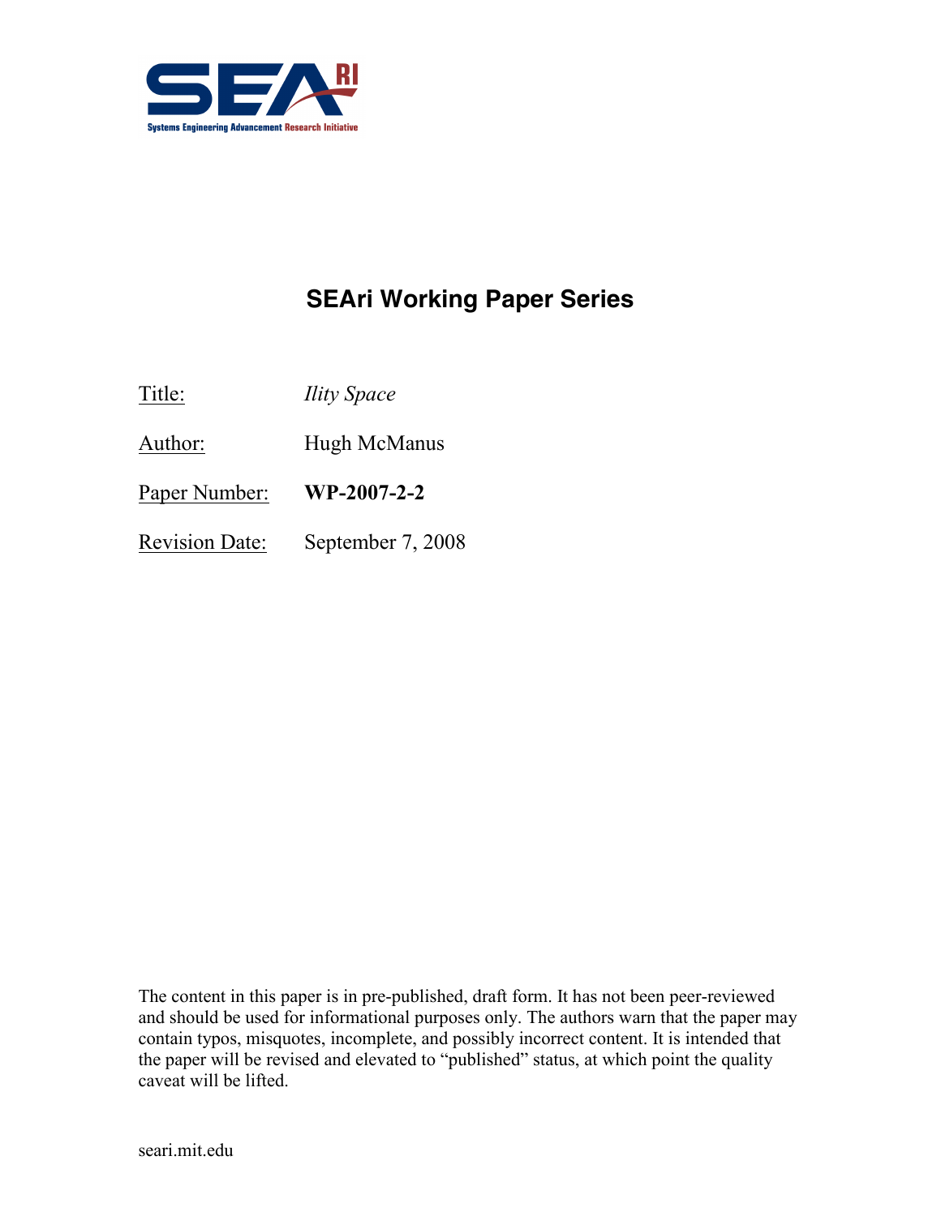SEA RI

Systems Engineering Advancement Research Initiative

# SEAri Working Paper Series

Title: *Ility Space*

Author: Hugh McManus

Paper Number: **WP-2007-2-2**

Revision Date: September 7, 2008

The content in this paper is in pre-published, draft form. It has not been peer-reviewed and should be used for informational purposes only. The authors warn that the paper may contain typos, misquotes, incomplete, and possibly incorrect content. It is intended that the paper will be revised and elevated to "published" status, at which point the quality caveat will be lifted.

seari.mit.edu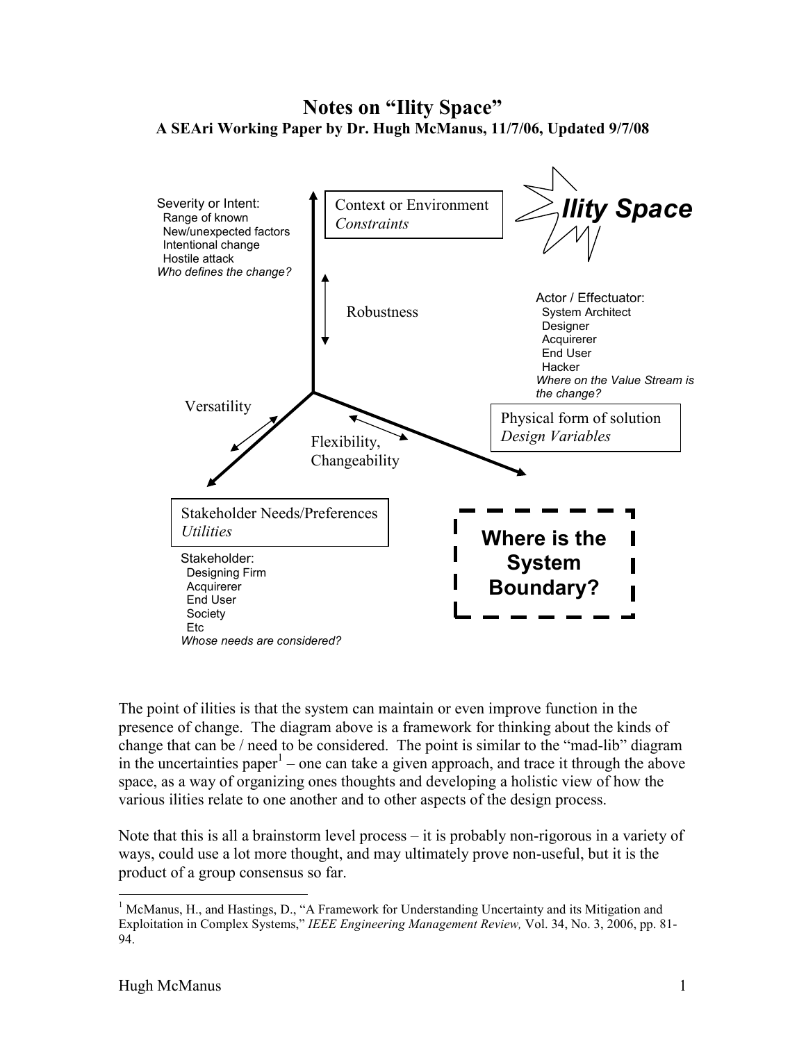# Notes on "Ility Space"

**A SEAri Working Paper by Dr. Hugh McManus, 11/7/06, Updated 9/7/08**

Severity or Intent:
- Range of known
- New/unexpected factors
- Intentional change
- Hostile attack

*Who defines the change?*

Context or Environment
*Constraints*

**Ility Space**

Robustness

Actor / Effectuator:
- System Architect
- Designer
- Acquirerer
- End User
- Hacker

*Where on the Value Stream is the change?*

Versatility

Flexibility, Changeability

Physical form of solution
*Design Variables*

Stakeholder Needs/Preferences
*Utilities*

Stakeholder:
- Designing Firm
- Acquirerer
- End User
- Society
- Etc

*Whose needs are considered?*

**Where is the System Boundary?**

The point of ilities is that the system can maintain or even improve function in the presence of change. The diagram above is a framework for thinking about the kinds of change that can be / need to be considered. The point is similar to the "mad-lib" diagram in the uncertainties paper[1] – one can take a given approach, and trace it through the above space, as a way of organizing ones thoughts and developing a holistic view of how the various ilities relate to one another and to other aspects of the design process.

Note that this is all a brainstorm level process – it is probably non-rigorous in a variety of ways, could use a lot more thought, and may ultimately prove non-useful, but it is the product of a group consensus so far.

---

[1] McManus, H., and Hastings, D., "A Framework for Understanding Uncertainty and its Mitigation and Exploitation in Complex Systems," *IEEE Engineering Management Review,* Vol. 34, No. 3, 2006, pp. 81-94.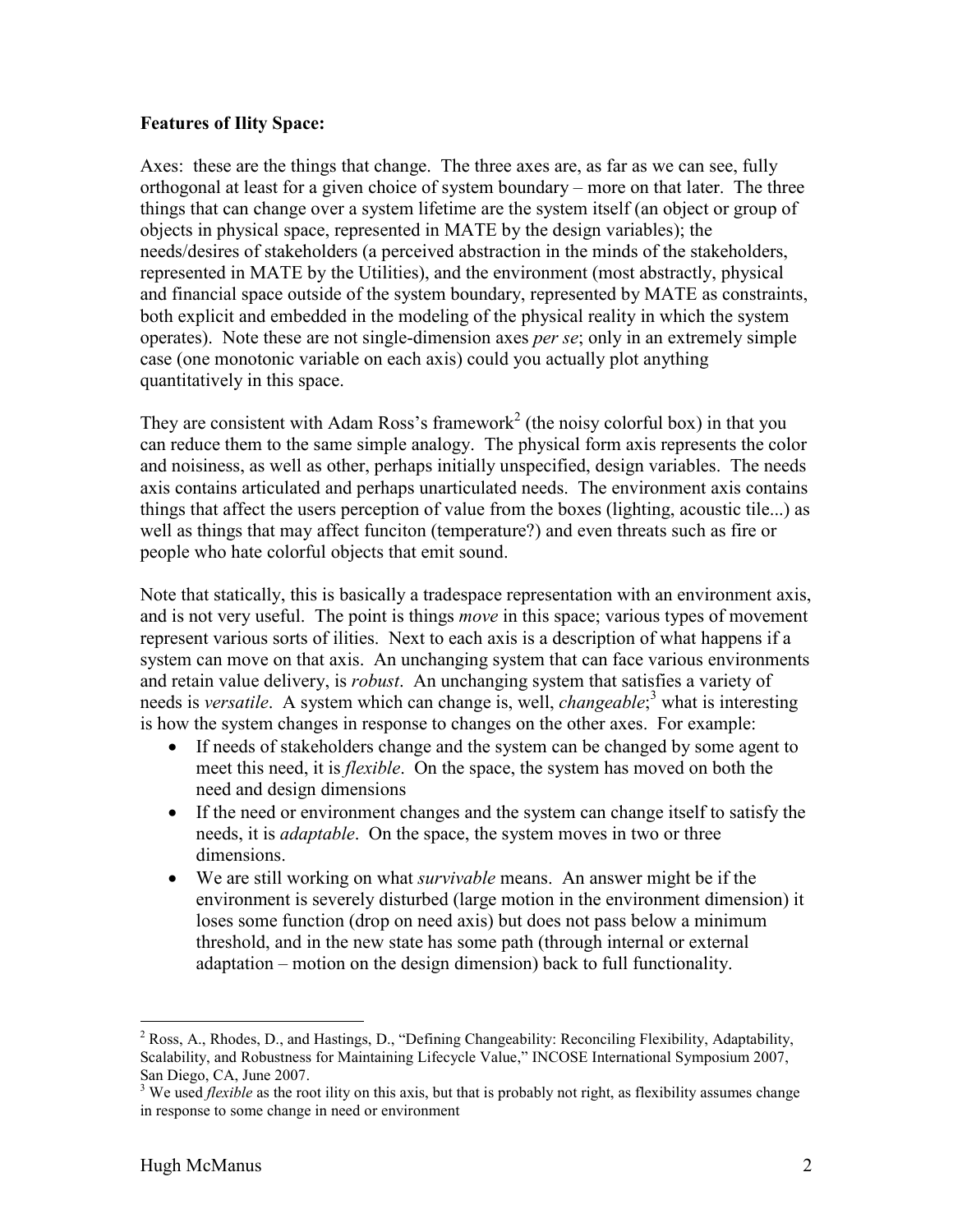**Features of Ility Space:**

Axes: these are the things that change. The three axes are, as far as we can see, fully orthogonal at least for a given choice of system boundary – more on that later. The three things that can change over a system lifetime are the system itself (an object or group of objects in physical space, represented in MATE by the design variables); the needs/desires of stakeholders (a perceived abstraction in the minds of the stakeholders, represented in MATE by the Utilities), and the environment (most abstractly, physical and financial space outside of the system boundary, represented by MATE as constraints, both explicit and embedded in the modeling of the physical reality in which the system operates). Note these are not single-dimension axes *per se*; only in an extremely simple case (one monotonic variable on each axis) could you actually plot anything quantitatively in this space.

They are consistent with Adam Ross's framework[2] (the noisy colorful box) in that you can reduce them to the same simple analogy. The physical form axis represents the color and noisiness, as well as other, perhaps initially unspecified, design variables. The needs axis contains articulated and perhaps unarticulated needs. The environment axis contains things that affect the users perception of value from the boxes (lighting, acoustic tile...) as well as things that may affect funciton (temperature?) and even threats such as fire or people who hate colorful objects that emit sound.

Note that statically, this is basically a tradespace representation with an environment axis, and is not very useful. The point is things *move* in this space; various types of movement represent various sorts of ilities. Next to each axis is a description of what happens if a system can move on that axis. An unchanging system that can face various environments and retain value delivery, is *robust*. An unchanging system that satisfies a variety of needs is *versatile*. A system which can change is, well, *changeable*;[3] what is interesting is how the system changes in response to changes on the other axes. For example:

- If needs of stakeholders change and the system can be changed by some agent to meet this need, it is *flexible*. On the space, the system has moved on both the need and design dimensions
- If the need or environment changes and the system can change itself to satisfy the needs, it is *adaptable*. On the space, the system moves in two or three dimensions.
- We are still working on what *survivable* means. An answer might be if the environment is severely disturbed (large motion in the environment dimension) it loses some function (drop on need axis) but does not pass below a minimum threshold, and in the new state has some path (through internal or external adaptation – motion on the design dimension) back to full functionality.

---

[2] Ross, A., Rhodes, D., and Hastings, D., "Defining Changeability: Reconciling Flexibility, Adaptability, Scalability, and Robustness for Maintaining Lifecycle Value," INCOSE International Symposium 2007, San Diego, CA, June 2007.

[3] We used *flexible* as the root ility on this axis, but that is probably not right, as flexibility assumes change in response to some change in need or environment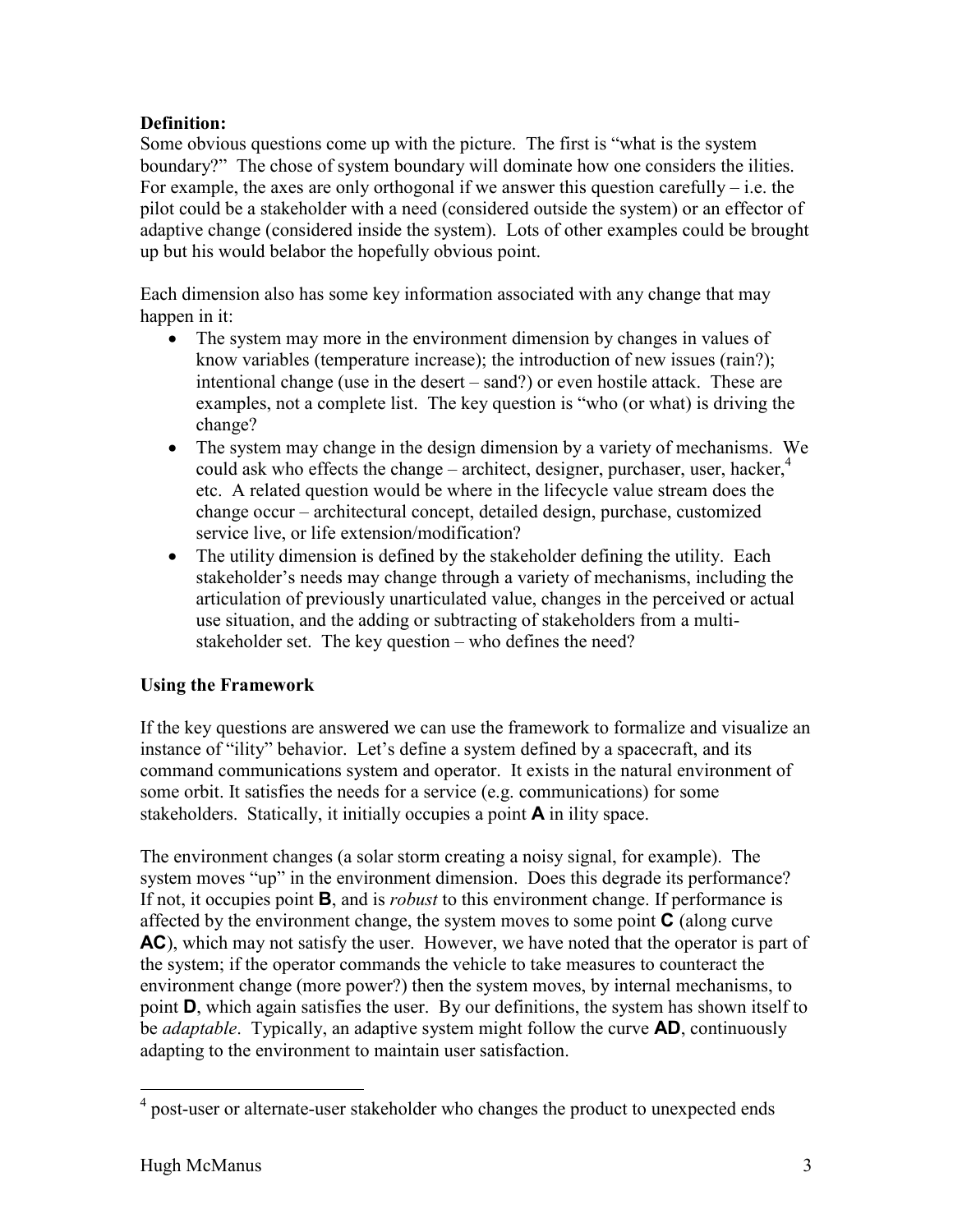**Definition:**

Some obvious questions come up with the picture. The first is "what is the system boundary?" The chose of system boundary will dominate how one considers the ilities. For example, the axes are only orthogonal if we answer this question carefully – i.e. the pilot could be a stakeholder with a need (considered outside the system) or an effector of adaptive change (considered inside the system). Lots of other examples could be brought up but his would belabor the hopefully obvious point.

Each dimension also has some key information associated with any change that may happen in it:

- The system may more in the environment dimension by changes in values of know variables (temperature increase); the introduction of new issues (rain?); intentional change (use in the desert – sand?) or even hostile attack. These are examples, not a complete list. The key question is "who (or what) is driving the change?
- The system may change in the design dimension by a variety of mechanisms. We could ask who effects the change – architect, designer, purchaser, user, hacker,[4] etc. A related question would be where in the lifecycle value stream does the change occur – architectural concept, detailed design, purchase, customized service live, or life extension/modification?
- The utility dimension is defined by the stakeholder defining the utility. Each stakeholder's needs may change through a variety of mechanisms, including the articulation of previously unarticulated value, changes in the perceived or actual use situation, and the adding or subtracting of stakeholders from a multi-stakeholder set. The key question – who defines the need?

**Using the Framework**

If the key questions are answered we can use the framework to formalize and visualize an instance of "ility" behavior. Let's define a system defined by a spacecraft, and its command communications system and operator. It exists in the natural environment of some orbit. It satisfies the needs for a service (e.g. communications) for some stakeholders. Statically, it initially occupies a point **A** in ility space.

The environment changes (a solar storm creating a noisy signal, for example). The system moves "up" in the environment dimension. Does this degrade its performance? If not, it occupies point **B**, and is *robust* to this environment change. If performance is affected by the environment change, the system moves to some point **C** (along curve **AC**), which may not satisfy the user. However, we have noted that the operator is part of the system; if the operator commands the vehicle to take measures to counteract the environment change (more power?) then the system moves, by internal mechanisms, to point **D**, which again satisfies the user. By our definitions, the system has shown itself to be *adaptable*. Typically, an adaptive system might follow the curve **AD**, continuously adapting to the environment to maintain user satisfaction.

[4] post-user or alternate-user stakeholder who changes the product to unexpected ends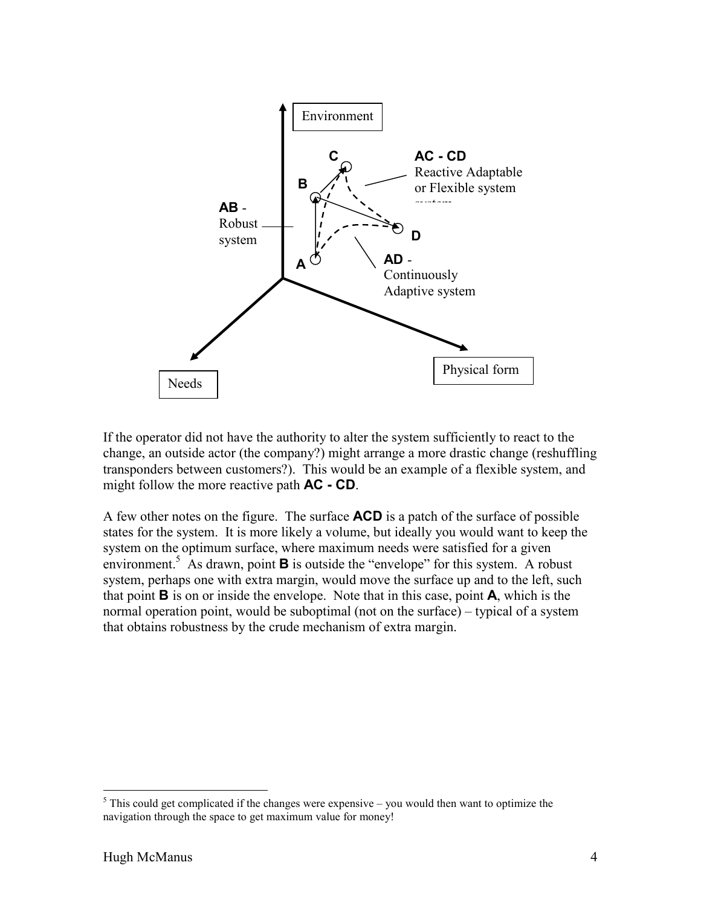If the operator did not have the authority to alter the system sufficiently to react to the change, an outside actor (the company?) might arrange a more drastic change (reshuffling transponders between customers?). This would be an example of a flexible system, and might follow the more reactive path **AC - CD**.

A few other notes on the figure. The surface **ACD** is a patch of the surface of possible states for the system. It is more likely a volume, but ideally you would want to keep the system on the optimum surface, where maximum needs were satisfied for a given environment.[5] As drawn, point **B** is outside the "envelope" for this system. A robust system, perhaps one with extra margin, would move the surface up and to the left, such that point **B** is on or inside the envelope. Note that in this case, point **A**, which is the normal operation point, would be suboptimal (not on the surface) – typical of a system that obtains robustness by the crude mechanism of extra margin.

---

[5] This could get complicated if the changes were expensive – you would then want to optimize the navigation through the space to get maximum value for money!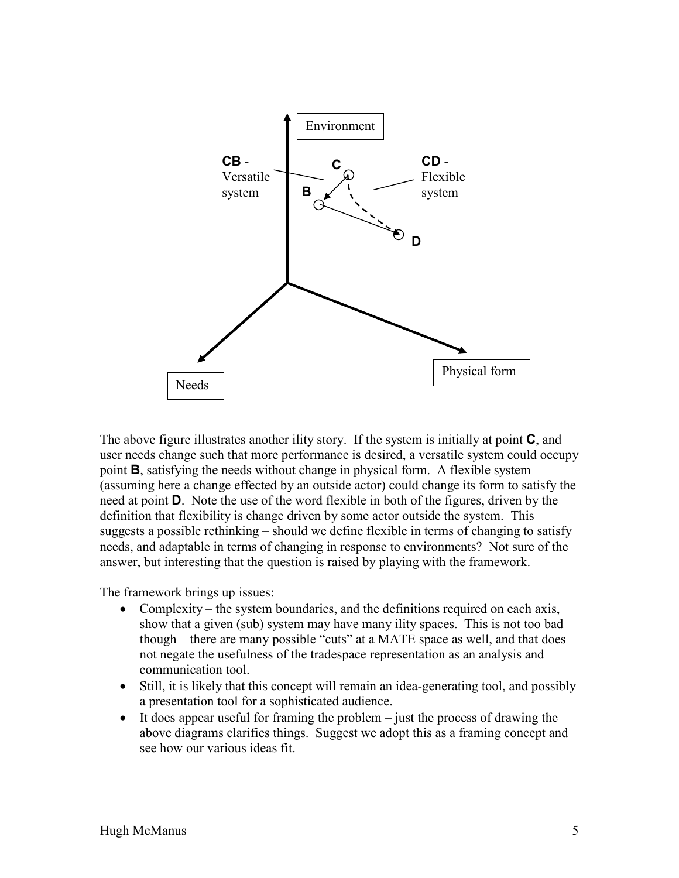The above figure illustrates another ility story. If the system is initially at point **C**, and user needs change such that more performance is desired, a versatile system could occupy point **B**, satisfying the needs without change in physical form. A flexible system (assuming here a change effected by an outside actor) could change its form to satisfy the need at point **D**. Note the use of the word flexible in both of the figures, driven by the definition that flexibility is change driven by some actor outside the system. This suggests a possible rethinking – should we define flexible in terms of changing to satisfy needs, and adaptable in terms of changing in response to environments? Not sure of the answer, but interesting that the question is raised by playing with the framework.

The framework brings up issues:

- Complexity – the system boundaries, and the definitions required on each axis, show that a given (sub) system may have many ility spaces. This is not too bad though – there are many possible "cuts" at a MATE space as well, and that does not negate the usefulness of the tradespace representation as an analysis and communication tool.
- Still, it is likely that this concept will remain an idea-generating tool, and possibly a presentation tool for a sophisticated audience.
- It does appear useful for framing the problem – just the process of drawing the above diagrams clarifies things. Suggest we adopt this as a framing concept and see how our various ideas fit.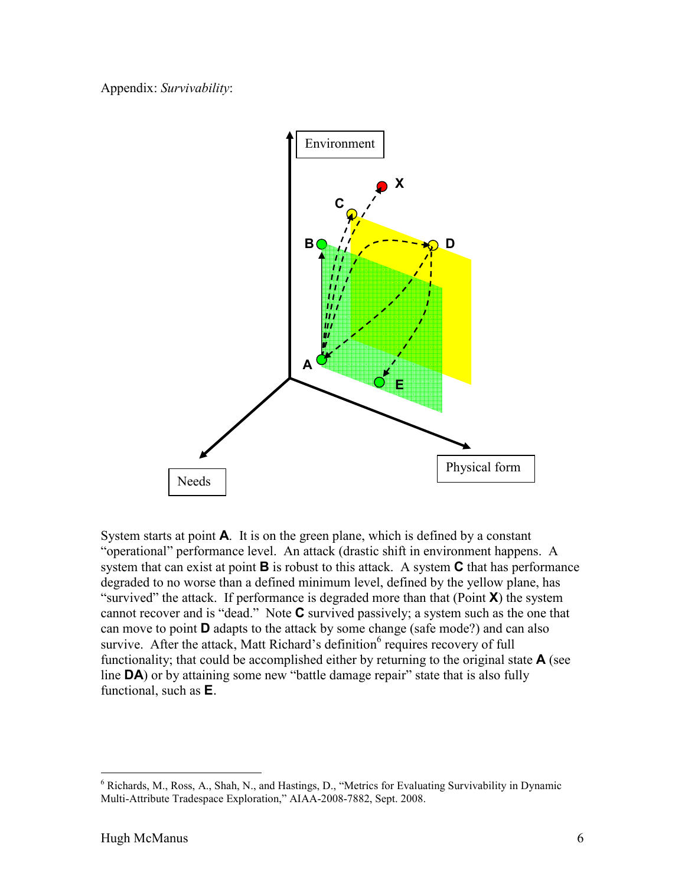Appendix: *Survivability*:

Environment

X

C

B

D

A

E

Needs

Physical form

System starts at point **A**. It is on the green plane, which is defined by a constant "operational" performance level. An attack (drastic shift in environment happens. A system that can exist at point **B** is robust to this attack. A system **C** that has performance degraded to no worse than a defined minimum level, defined by the yellow plane, has "survived" the attack. If performance is degraded more than that (Point **X**) the system cannot recover and is "dead." Note **C** survived passively; a system such as the one that can move to point **D** adapts to the attack by some change (safe mode?) and can also survive. After the attack, Matt Richard's definition[6] requires recovery of full functionality; that could be accomplished either by returning to the original state **A** (see line **DA**) or by attaining some new "battle damage repair" state that is also fully functional, such as **E**.

[6] Richards, M., Ross, A., Shah, N., and Hastings, D., "Metrics for Evaluating Survivability in Dynamic Multi-Attribute Tradespace Exploration," AIAA-2008-7882, Sept. 2008.